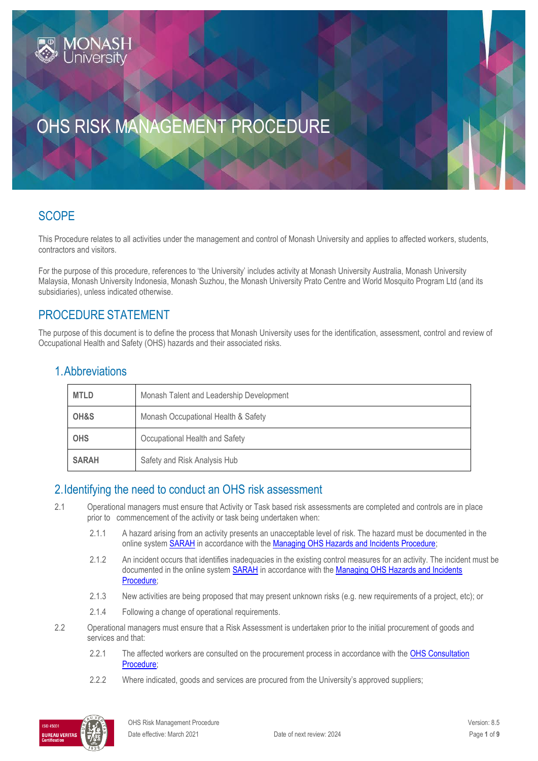# OHS RISK MANAGEMENT PROCEDURE

## SCOPE

This Procedure relates to all activities under the management and control of Monash University and applies to affected workers, students, contractors and visitors.

For the purpose of this procedure, references to 'the University' includes activity at Monash University Australia, Monash University Malaysia, Monash University Indonesia, Monash Suzhou, the Monash University Prato Centre and World Mosquito Program Ltd (and its subsidiaries), unless indicated otherwise.

## PROCEDURE STATEMENT

The purpose of this document is to define the process that Monash University uses for the identification, assessment, control and review of Occupational Health and Safety (OHS) hazards and their associated risks.

### 1. Abbreviations

| | |
|---|---|
| **MTLD** | Monash Talent and Leadership Development |
| **OH&S** | Monash Occupational Health & Safety |
| **OHS** | Occupational Health and Safety |
| **SARAH** | Safety and Risk Analysis Hub |

### 2. Identifying the need to conduct an OHS risk assessment

2.1 Operational managers must ensure that Activity or Task based risk assessments are completed and controls are in place prior to commencement of the activity or task being undertaken when:

- 2.1.1 A hazard arising from an activity presents an unacceptable level of risk. The hazard must be documented in the online system SARAH in accordance with the Managing OHS Hazards and Incidents Procedure;
- 2.1.2 An incident occurs that identifies inadequacies in the existing control measures for an activity. The incident must be documented in the online system SARAH in accordance with the Managing OHS Hazards and Incidents Procedure;
- 2.1.3 New activities are being proposed that may present unknown risks (e.g. new requirements of a project, etc); or
- 2.1.4 Following a change of operational requirements.

2.2 Operational managers must ensure that a Risk Assessment is undertaken prior to the initial procurement of goods and services and that:

- 2.2.1 The affected workers are consulted on the procurement process in accordance with the OHS Consultation Procedure;
- 2.2.2 Where indicated, goods and services are procured from the University's approved suppliers;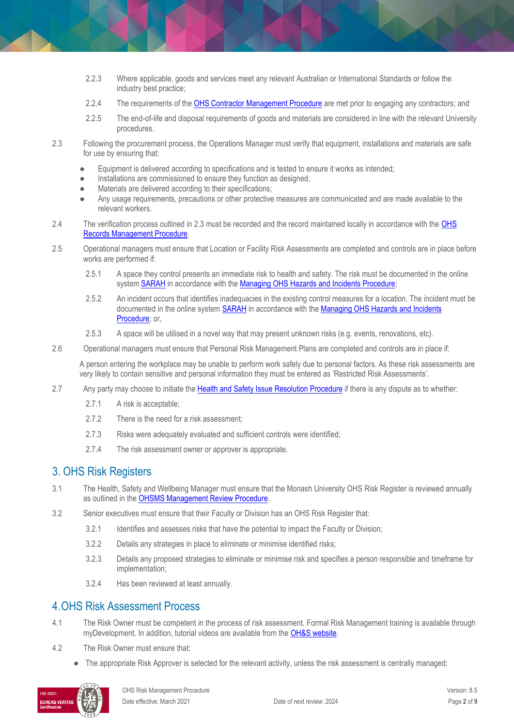2.2.3 Where applicable, goods and services meet any relevant Australian or International Standards or follow the industry best practice;

2.2.4 The requirements of the OHS Contractor Management Procedure are met prior to engaging any contractors; and

2.2.5 The end-of-life and disposal requirements of goods and materials are considered in line with the relevant University procedures.

2.3 Following the procurement process, the Operations Manager must verify that equipment, installations and materials are safe for use by ensuring that:

- Equipment is delivered according to specifications and is tested to ensure it works as intended;
- Installations are commissioned to ensure they function as designed;
- Materials are delivered according to their specifications;
- Any usage requirements, precautions or other protective measures are communicated and are made available to the relevant workers.

2.4 The verification process outlined in 2.3 must be recorded and the record maintained locally in accordance with the OHS Records Management Procedure.

2.5 Operational managers must ensure that Location or Facility Risk Assessments are completed and controls are in place before works are performed if:

2.5.1 A space they control presents an immediate risk to health and safety. The risk must be documented in the online system SARAH in accordance with the Managing OHS Hazards and Incidents Procedure;

2.5.2 An incident occurs that identifies inadequacies in the existing control measures for a location. The incident must be documented in the online system SARAH in accordance with the Managing OHS Hazards and Incidents Procedure; or,

2.5.3 A space will be utilised in a novel way that may present unknown risks (e.g. events, renovations, etc).

2.6 Operational managers must ensure that Personal Risk Management Plans are completed and controls are in place if:

A person entering the workplace may be unable to perform work safely due to personal factors. As these risk assessments are very likely to contain sensitive and personal information they must be entered as 'Restricted Risk Assessments'.

2.7 Any party may choose to initiate the Health and Safety Issue Resolution Procedure if there is any dispute as to whether:

2.7.1 A risk is acceptable;

2.7.2 There is the need for a risk assessment;

2.7.3 Risks were adequately evaluated and sufficient controls were identified;

2.7.4 The risk assessment owner or approver is appropriate.

## 3. OHS Risk Registers

3.1 The Health, Safety and Wellbeing Manager must ensure that the Monash University OHS Risk Register is reviewed annually as outlined in the OHSMS Management Review Procedure.

3.2 Senior executives must ensure that their Faculty or Division has an OHS Risk Register that:

3.2.1 Identifies and assesses risks that have the potential to impact the Faculty or Division;

3.2.2 Details any strategies in place to eliminate or minimise identified risks;

3.2.3 Details any proposed strategies to eliminate or minimise risk and specifies a person responsible and timeframe for implementation;

3.2.4 Has been reviewed at least annually.

## 4. OHS Risk Assessment Process

4.1 The Risk Owner must be competent in the process of risk assessment. Formal Risk Management training is available through myDevelopment. In addition, tutorial videos are available from the OH&S website.

4.2 The Risk Owner must ensure that:

- The appropriate Risk Approver is selected for the relevant activity, unless the risk assessment is centrally managed;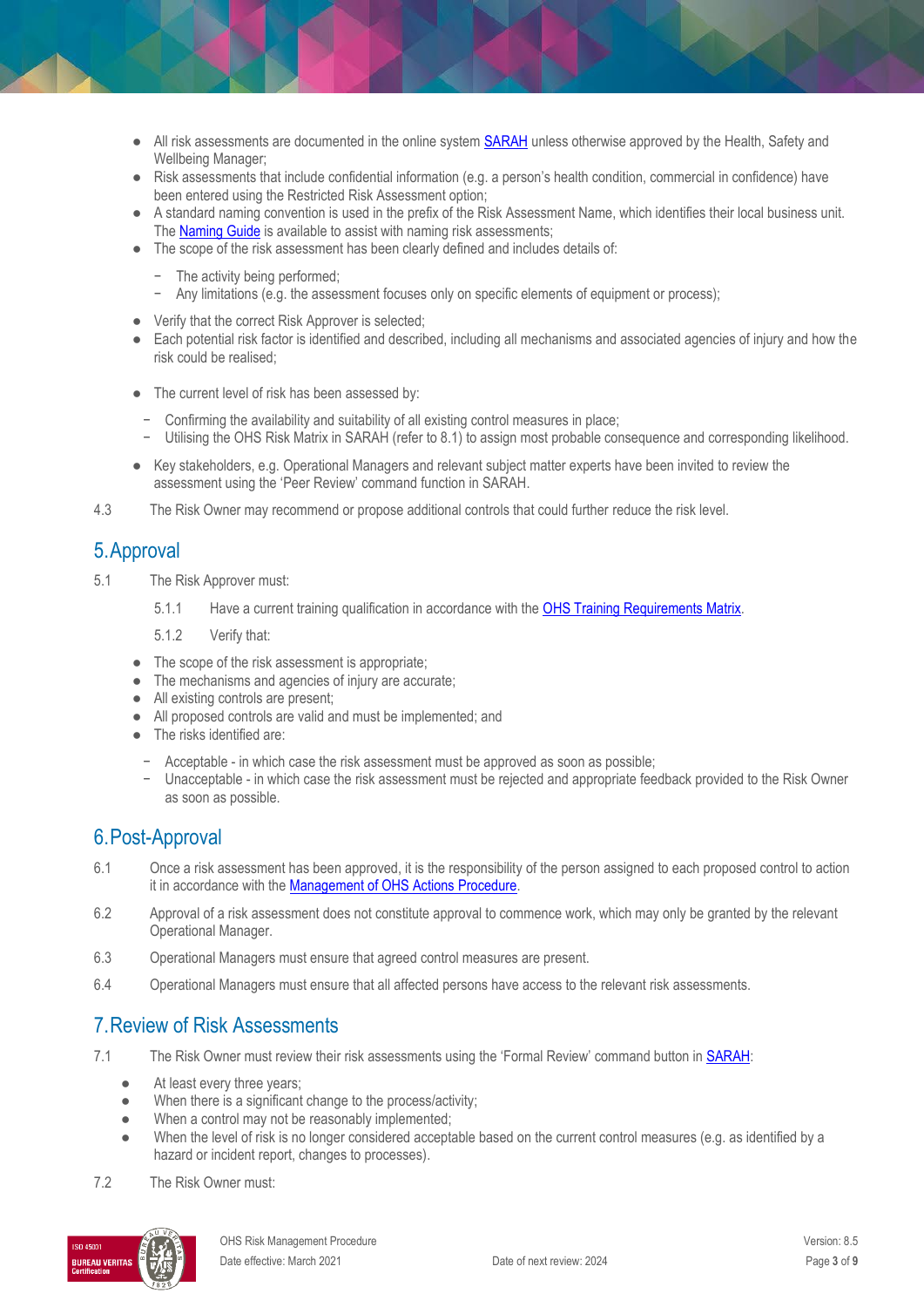- All risk assessments are documented in the online system SARAH unless otherwise approved by the Health, Safety and Wellbeing Manager;
- Risk assessments that include confidential information (e.g. a person's health condition, commercial in confidence) have been entered using the Restricted Risk Assessment option;
- A standard naming convention is used in the prefix of the Risk Assessment Name, which identifies their local business unit. The Naming Guide is available to assist with naming risk assessments;
- The scope of the risk assessment has been clearly defined and includes details of:
  - The activity being performed;
  - Any limitations (e.g. the assessment focuses only on specific elements of equipment or process);
- Verify that the correct Risk Approver is selected;
- Each potential risk factor is identified and described, including all mechanisms and associated agencies of injury and how the risk could be realised;
- The current level of risk has been assessed by:
  - Confirming the availability and suitability of all existing control measures in place;
  - Utilising the OHS Risk Matrix in SARAH (refer to 8.1) to assign most probable consequence and corresponding likelihood.
- Key stakeholders, e.g. Operational Managers and relevant subject matter experts have been invited to review the assessment using the 'Peer Review' command function in SARAH.

4.3 The Risk Owner may recommend or propose additional controls that could further reduce the risk level.

## 5. Approval

5.1 The Risk Approver must:

5.1.1 Have a current training qualification in accordance with the OHS Training Requirements Matrix.

5.1.2 Verify that:

- The scope of the risk assessment is appropriate;
- The mechanisms and agencies of injury are accurate;
- All existing controls are present;
- All proposed controls are valid and must be implemented; and
- The risks identified are:
  - Acceptable - in which case the risk assessment must be approved as soon as possible;
  - Unacceptable - in which case the risk assessment must be rejected and appropriate feedback provided to the Risk Owner as soon as possible.

## 6. Post-Approval

6.1 Once a risk assessment has been approved, it is the responsibility of the person assigned to each proposed control to action it in accordance with the Management of OHS Actions Procedure.

6.2 Approval of a risk assessment does not constitute approval to commence work, which may only be granted by the relevant Operational Manager.

6.3 Operational Managers must ensure that agreed control measures are present.

6.4 Operational Managers must ensure that all affected persons have access to the relevant risk assessments.

## 7. Review of Risk Assessments

7.1 The Risk Owner must review their risk assessments using the 'Formal Review' command button in SARAH:

- At least every three years;
- When there is a significant change to the process/activity;
- When a control may not be reasonably implemented;
- When the level of risk is no longer considered acceptable based on the current control measures (e.g. as identified by a hazard or incident report, changes to processes).

7.2 The Risk Owner must: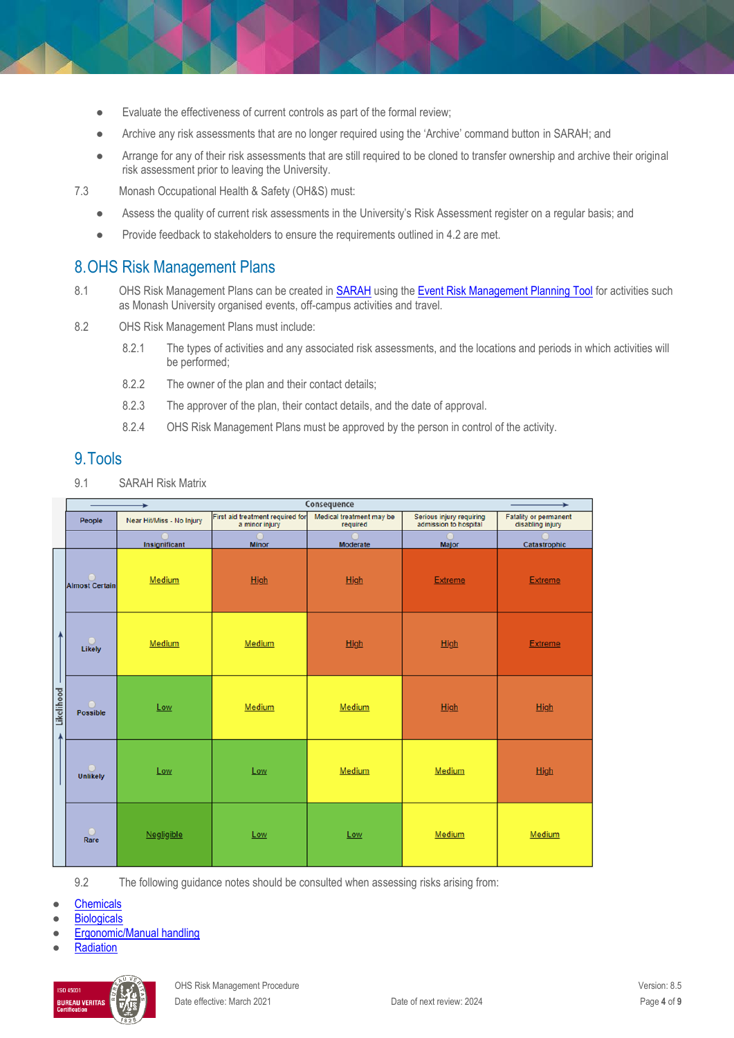- Evaluate the effectiveness of current controls as part of the formal review;
- Archive any risk assessments that are no longer required using the 'Archive' command button in SARAH; and
- Arrange for any of their risk assessments that are still required to be cloned to transfer ownership and archive their original risk assessment prior to leaving the University.

7.3 Monash Occupational Health & Safety (OH&S) must:

- Assess the quality of current risk assessments in the University's Risk Assessment register on a regular basis; and
- Provide feedback to stakeholders to ensure the requirements outlined in 4.2 are met.

## 8. OHS Risk Management Plans

8.1 OHS Risk Management Plans can be created in SARAH using the Event Risk Management Planning Tool for activities such as Monash University organised events, off-campus activities and travel.

8.2 OHS Risk Management Plans must include:

8.2.1 The types of activities and any associated risk assessments, and the locations and periods in which activities will be performed;

8.2.2 The owner of the plan and their contact details;

8.2.3 The approver of the plan, their contact details, and the date of approval.

8.2.4 OHS Risk Management Plans must be approved by the person in control of the activity.

## 9. Tools

9.1 SARAH Risk Matrix

| Likelihood | Consequence → | | | | |
|---|---|---|---|---|---|
| People | Near Hit/Miss - No Injury | First aid treatment required for a minor injury | Medical treatment may be required | Serious injury requiring admission to hospital | Fatality or permanent disabling injury |
| | Insignificant | Minor | Moderate | Major | Catastrophic |
| Almost Certain | Medium | High | High | Extreme | Extreme |
| Likely | Medium | Medium | High | High | Extreme |
| Possible | Low | Medium | Medium | High | High |
| Unlikely | Low | Low | Medium | Medium | High |
| Rare | Negligible | Low | Low | Medium | Medium |

9.2 The following guidance notes should be consulted when assessing risks arising from:

- Chemicals
- Biologicals
- Ergonomic/Manual handling
- Radiation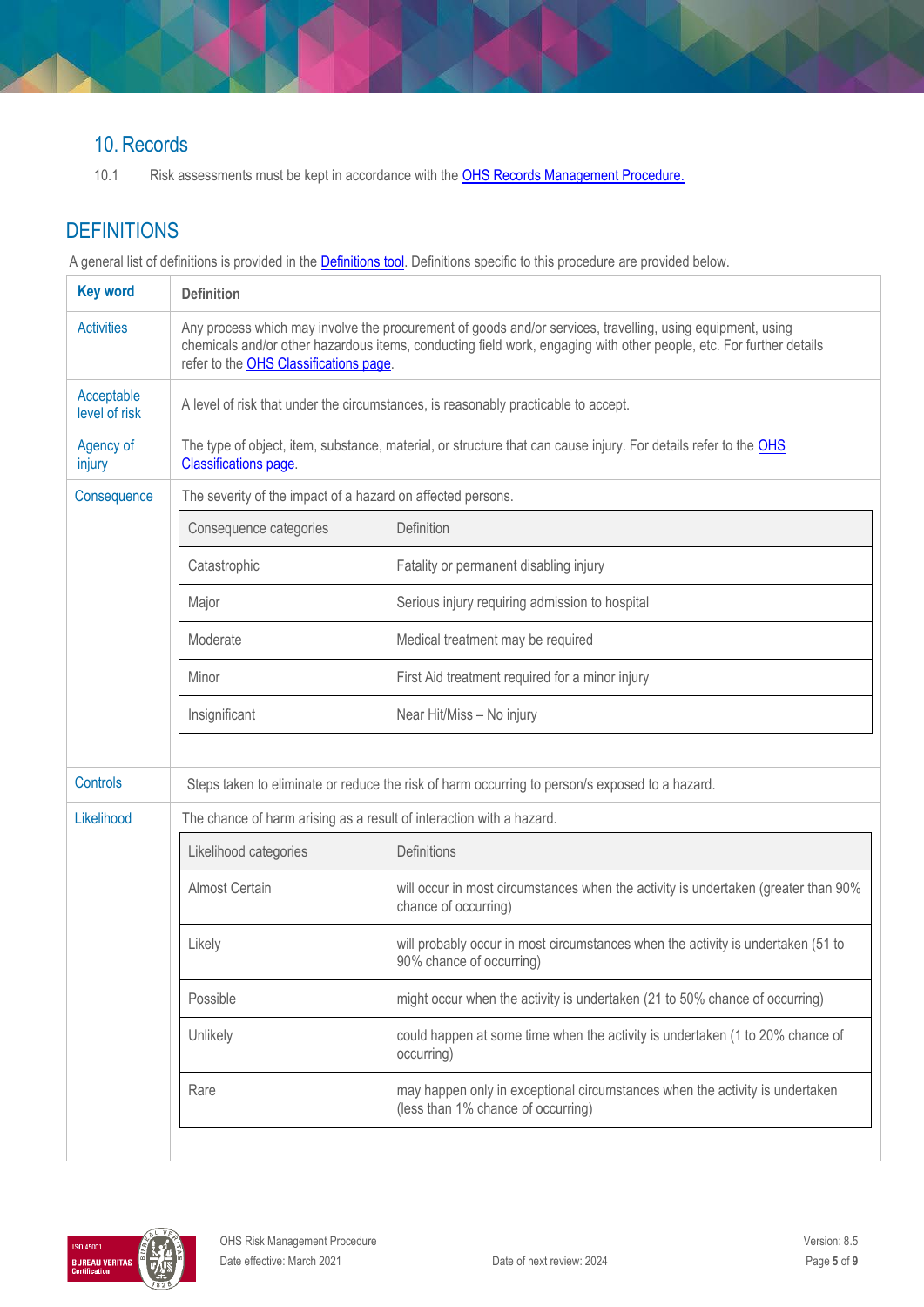## 10. Records

10.1 Risk assessments must be kept in accordance with the OHS Records Management Procedure.

## DEFINITIONS

A general list of definitions is provided in the Definitions tool. Definitions specific to this procedure are provided below.

| Key word | Definition |
|---|---|
| Activities | Any process which may involve the procurement of goods and/or services, travelling, using equipment, using chemicals and/or other hazardous items, conducting field work, engaging with other people, etc. For further details refer to the OHS Classifications page. |
| Acceptable level of risk | A level of risk that under the circumstances, is reasonably practicable to accept. |
| Agency of injury | The type of object, item, substance, material, or structure that can cause injury. For details refer to the OHS Classifications page. |
| Consequence | The severity of the impact of a hazard on affected persons. (see Consequence categories table below) |
| Controls | Steps taken to eliminate or reduce the risk of harm occurring to person/s exposed to a hazard. |
| Likelihood | The chance of harm arising as a result of interaction with a hazard. (see Likelihood categories table below) |

**Consequence**

| Consequence categories | Definition |
|---|---|
| Catastrophic | Fatality or permanent disabling injury |
| Major | Serious injury requiring admission to hospital |
| Moderate | Medical treatment may be required |
| Minor | First Aid treatment required for a minor injury |
| Insignificant | Near Hit/Miss – No injury |

**Likelihood**

| Likelihood categories | Definitions |
|---|---|
| Almost Certain | will occur in most circumstances when the activity is undertaken (greater than 90% chance of occurring) |
| Likely | will probably occur in most circumstances when the activity is undertaken (51 to 90% chance of occurring) |
| Possible | might occur when the activity is undertaken (21 to 50% chance of occurring) |
| Unlikely | could happen at some time when the activity is undertaken (1 to 20% chance of occurring) |
| Rare | may happen only in exceptional circumstances when the activity is undertaken (less than 1% chance of occurring) |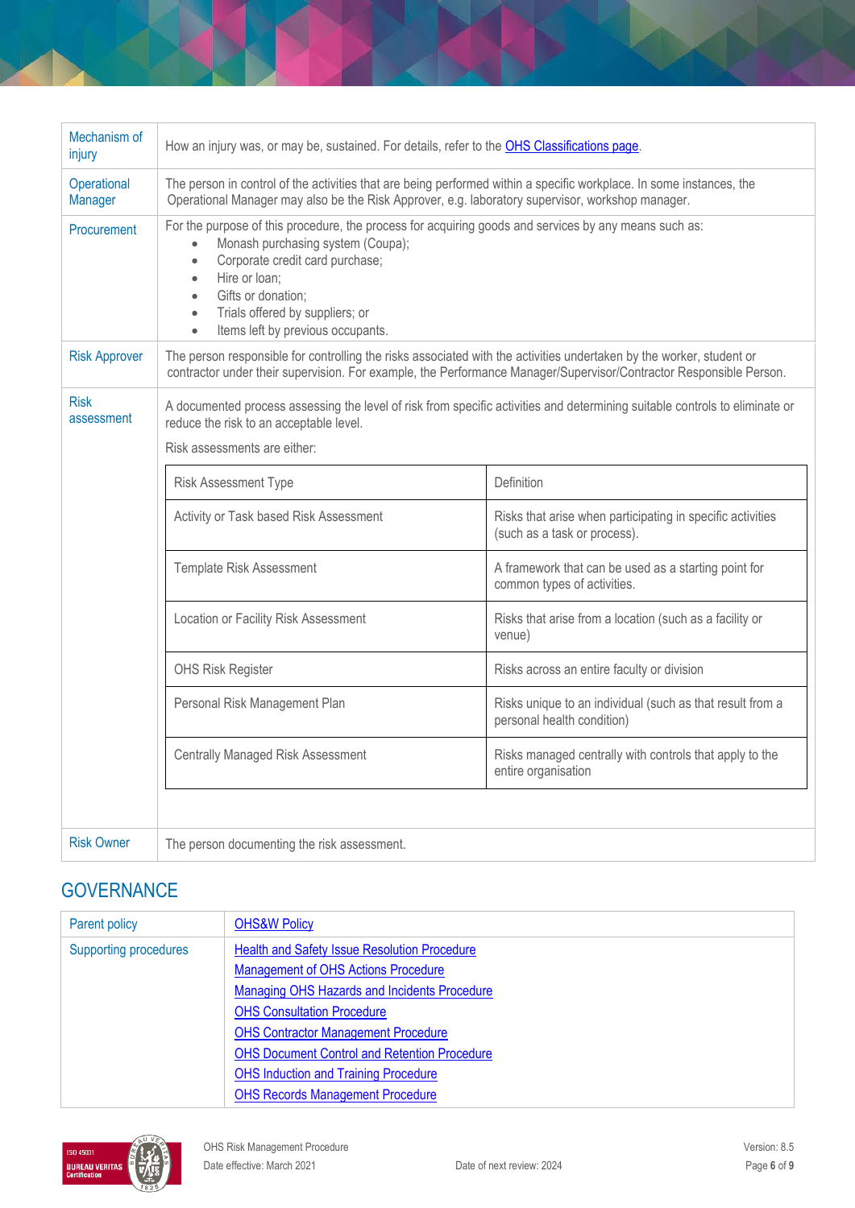| | |
|---|---|
| Mechanism of injury | How an injury was, or may be, sustained. For details, refer to the OHS Classifications page. |
| Operational Manager | The person in control of the activities that are being performed within a specific workplace. In some instances, the Operational Manager may also be the Risk Approver, e.g. laboratory supervisor, workshop manager. |
| Procurement | For the purpose of this procedure, the process for acquiring goods and services by any means such as:<br>• Monash purchasing system (Coupa);<br>• Corporate credit card purchase;<br>• Hire or loan;<br>• Gifts or donation;<br>• Trials offered by suppliers; or<br>• Items left by previous occupants. |
| Risk Approver | The person responsible for controlling the risks associated with the activities undertaken by the worker, student or contractor under their supervision. For example, the Performance Manager/Supervisor/Contractor Responsible Person. |
| Risk assessment | A documented process assessing the level of risk from specific activities and determining suitable controls to eliminate or reduce the risk to an acceptable level.<br>Risk assessments are either: (see table below) |
| Risk Owner | The person documenting the risk assessment. |

| Risk Assessment Type | Definition |
|---|---|
| Activity or Task based Risk Assessment | Risks that arise when participating in specific activities (such as a task or process). |
| Template Risk Assessment | A framework that can be used as a starting point for common types of activities. |
| Location or Facility Risk Assessment | Risks that arise from a location (such as a facility or venue) |
| OHS Risk Register | Risks across an entire faculty or division |
| Personal Risk Management Plan | Risks unique to an individual (such as that result from a personal health condition) |
| Centrally Managed Risk Assessment | Risks managed centrally with controls that apply to the entire organisation |

## GOVERNANCE

| | |
|---|---|
| Parent policy | OHS&W Policy |
| Supporting procedures | Health and Safety Issue Resolution Procedure<br>Management of OHS Actions Procedure<br>Managing OHS Hazards and Incidents Procedure<br>OHS Consultation Procedure<br>OHS Contractor Management Procedure<br>OHS Document Control and Retention Procedure<br>OHS Induction and Training Procedure<br>OHS Records Management Procedure |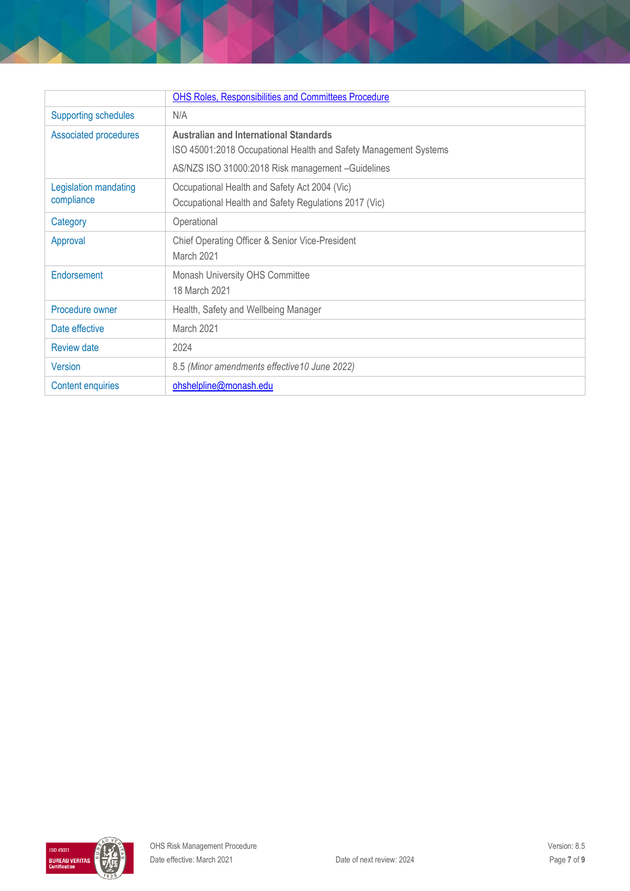| | |
|---|---|
| | OHS Roles, Responsibilities and Committees Procedure |
| Supporting schedules | N/A |
| Associated procedures | **Australian and International Standards**<br>ISO 45001:2018 Occupational Health and Safety Management Systems<br>AS/NZS ISO 31000:2018 Risk management –Guidelines |
| Legislation mandating compliance | Occupational Health and Safety Act 2004 (Vic)<br>Occupational Health and Safety Regulations 2017 (Vic) |
| Category | Operational |
| Approval | Chief Operating Officer & Senior Vice-President<br>March 2021 |
| Endorsement | Monash University OHS Committee<br>18 March 2021 |
| Procedure owner | Health, Safety and Wellbeing Manager |
| Date effective | March 2021 |
| Review date | 2024 |
| Version | 8.5 *(Minor amendments effective10 June 2022)* |
| Content enquiries | ohshelpline@monash.edu |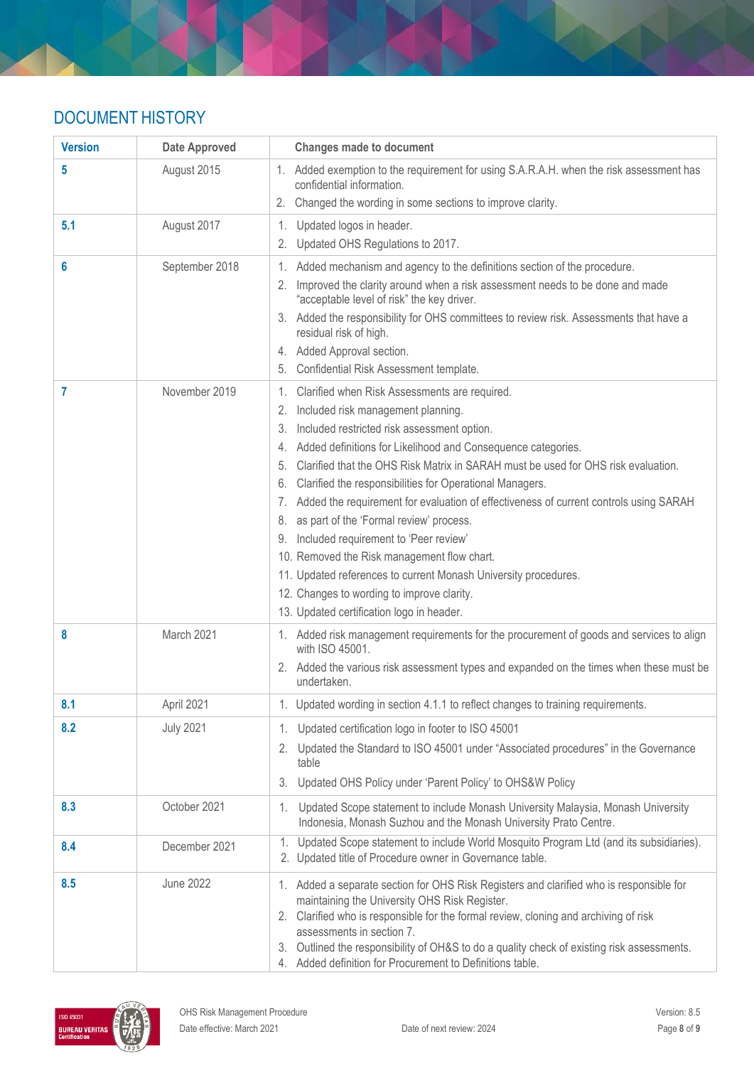## DOCUMENT HISTORY

| Version | Date Approved | Changes made to document |
|---|---|---|
| **5** | August 2015 | 1. Added exemption to the requirement for using S.A.R.A.H. when the risk assessment has confidential information.<br>2. Changed the wording in some sections to improve clarity. |
| **5.1** | August 2017 | 1. Updated logos in header.<br>2. Updated OHS Regulations to 2017. |
| **6** | September 2018 | 1. Added mechanism and agency to the definitions section of the procedure.<br>2. Improved the clarity around when a risk assessment needs to be done and made "acceptable level of risk" the key driver.<br>3. Added the responsibility for OHS committees to review risk. Assessments that have a residual risk of high.<br>4. Added Approval section.<br>5. Confidential Risk Assessment template. |
| **7** | November 2019 | 1. Clarified when Risk Assessments are required.<br>2. Included risk management planning.<br>3. Included restricted risk assessment option.<br>4. Added definitions for Likelihood and Consequence categories.<br>5. Clarified that the OHS Risk Matrix in SARAH must be used for OHS risk evaluation.<br>6. Clarified the responsibilities for Operational Managers.<br>7. Added the requirement for evaluation of effectiveness of current controls using SARAH<br>8. as part of the 'Formal review' process.<br>9. Included requirement to 'Peer review'<br>10. Removed the Risk management flow chart.<br>11. Updated references to current Monash University procedures.<br>12. Changes to wording to improve clarity.<br>13. Updated certification logo in header. |
| **8** | March 2021 | 1. Added risk management requirements for the procurement of goods and services to align with ISO 45001.<br>2. Added the various risk assessment types and expanded on the times when these must be undertaken. |
| **8.1** | April 2021 | 1. Updated wording in section 4.1.1 to reflect changes to training requirements. |
| **8.2** | July 2021 | 1. Updated certification logo in footer to ISO 45001<br>2. Updated the Standard to ISO 45001 under "Associated procedures" in the Governance table<br>3. Updated OHS Policy under 'Parent Policy' to OHS&W Policy |
| **8.3** | October 2021 | 1. Updated Scope statement to include Monash University Malaysia, Monash University Indonesia, Monash Suzhou and the Monash University Prato Centre. |
| **8.4** | December 2021 | 1. Updated Scope statement to include World Mosquito Program Ltd (and its subsidiaries).<br>2. Updated title of Procedure owner in Governance table. |
| **8.5** | June 2022 | 1. Added a separate section for OHS Risk Registers and clarified who is responsible for maintaining the University OHS Risk Register.<br>2. Clarified who is responsible for the formal review, cloning and archiving of risk assessments in section 7.<br>3. Outlined the responsibility of OH&S to do a quality check of existing risk assessments.<br>4. Added definition for Procurement to Definitions table. |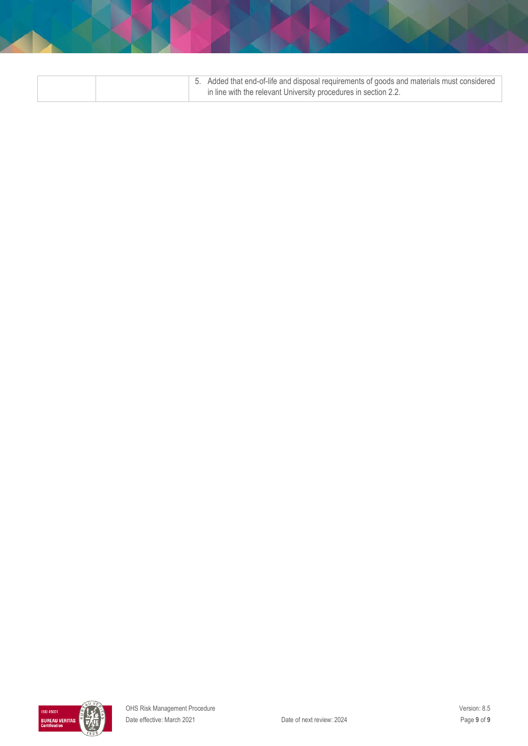| | | |
|---|---|---|
| | | 5. Added that end-of-life and disposal requirements of goods and materials must considered in line with the relevant University procedures in section 2.2. |